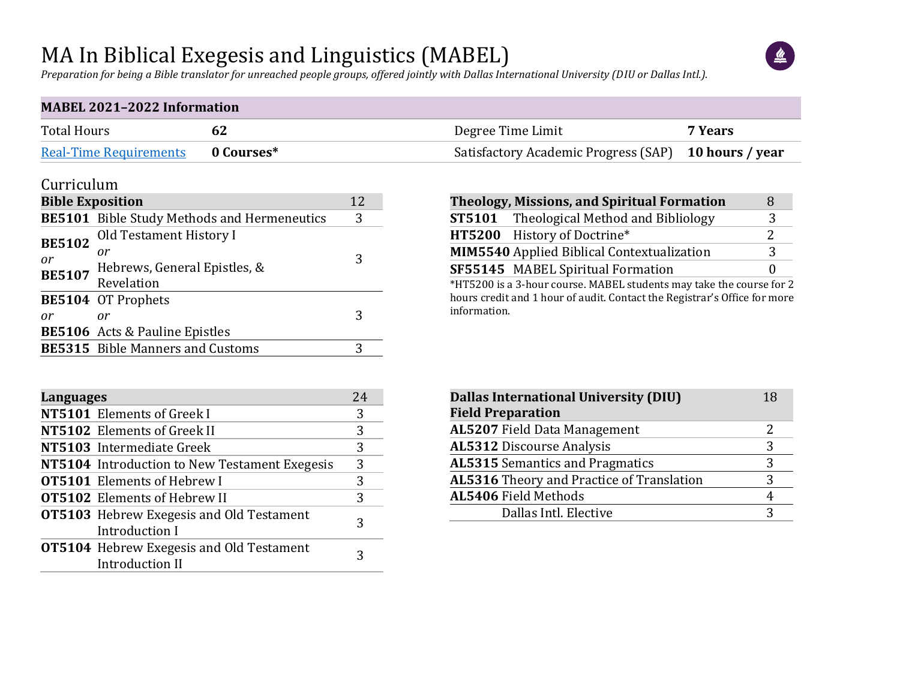# MA In Biblical Exegesis and Linguistics (MABEL)

*Preparation for being a Bible translator for unreached people groups, offered jointly with Dallas International University (DIU or Dallas Intl.).*

| MABEL 2021–2022 Information | | | |
|---|---|---|---|
| Total Hours | **62** | Degree Time Limit | **7 Years** |
| Real-Time Requirements | **0 Courses*** | Satisfactory Academic Progress (SAP) | **10 hours / year** |

## Curriculum

| **Bible Exposition** | | 12 |
|---|---|---|
| **BE5101** | Bible Study Methods and Hermeneutics | 3 |
| **BE5102** *or* **BE5107** | Old Testament History I *or* Hebrews, General Epistles, & Revelation | 3 |
| **BE5104** *or* **BE5106** | OT Prophets *or* Acts & Pauline Epistles | 3 |
| **BE5315** | Bible Manners and Customs | 3 |

| **Theology, Missions, and Spiritual Formation** | | 8 |
|---|---|---|
| **ST5101** | Theological Method and Bibliology | 3 |
| **HT5200** | History of Doctrine* | 2 |
| **MIM5540** | Applied Biblical Contextualization | 3 |
| **SF55145** | MABEL Spiritual Formation | 0 |

*HT5200 is a 3-hour course. MABEL students may take the course for 2 hours credit and 1 hour of audit. Contact the Registrar's Office for more information.

| **Languages** | | 24 |
|---|---|---|
| **NT5101** | Elements of Greek I | 3 |
| **NT5102** | Elements of Greek II | 3 |
| **NT5103** | Intermediate Greek | 3 |
| **NT5104** | Introduction to New Testament Exegesis | 3 |
| **OT5101** | Elements of Hebrew I | 3 |
| **OT5102** | Elements of Hebrew II | 3 |
| **OT5103** | Hebrew Exegesis and Old Testament Introduction I | 3 |
| **OT5104** | Hebrew Exegesis and Old Testament Introduction II | 3 |

| **Dallas International University (DIU) Field Preparation** | | 18 |
|---|---|---|
| **AL5207** | Field Data Management | 2 |
| **AL5312** | Discourse Analysis | 3 |
| **AL5315** | Semantics and Pragmatics | 3 |
| **AL5316** | Theory and Practice of Translation | 3 |
| **AL5406** | Field Methods | 4 |
| | Dallas Intl. Elective | 3 |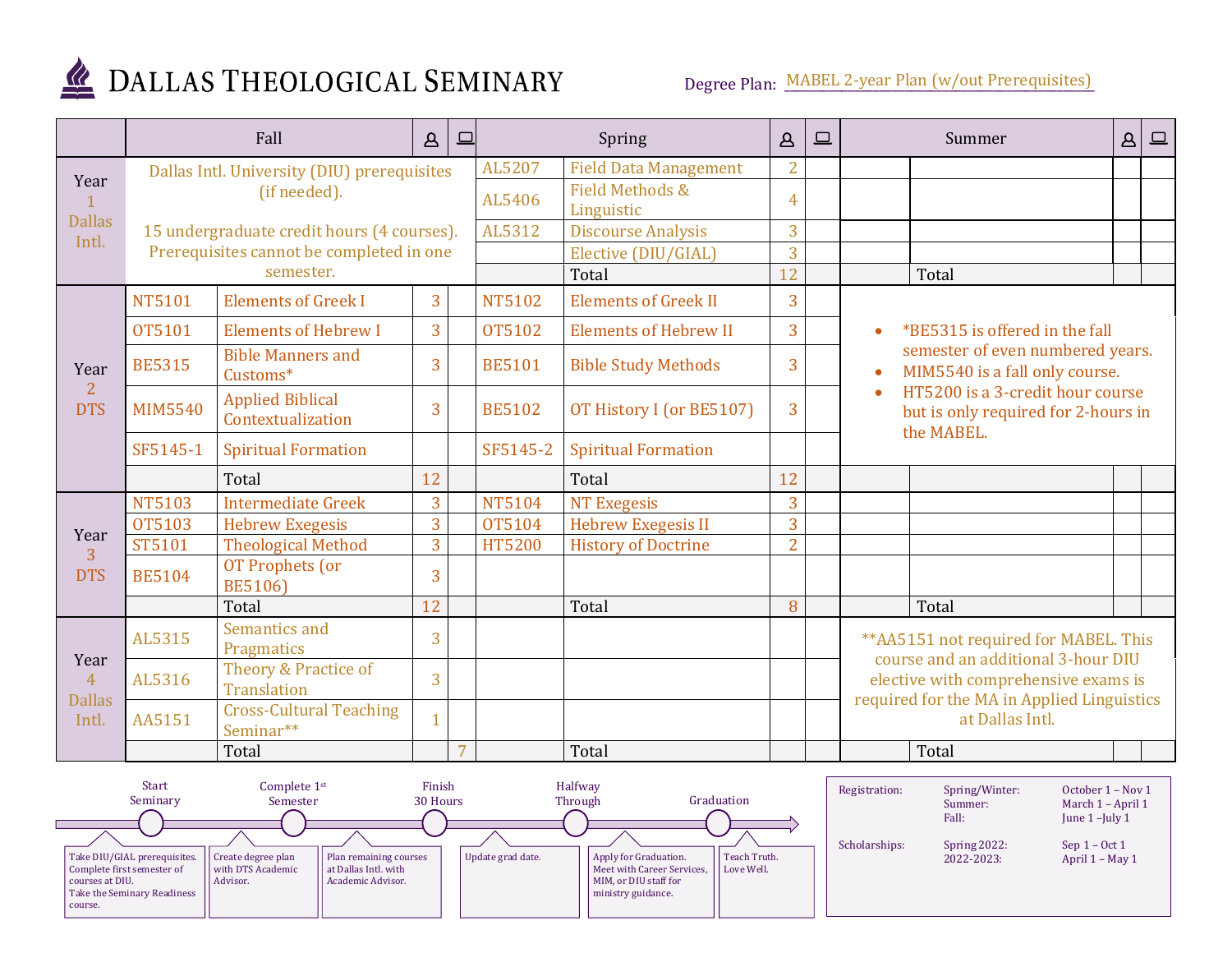# DALLAS THEOLOGICAL SEMINARY

Degree Plan: MABEL 2-year Plan (w/out Prerequisites)

| | Fall | | In-person | Online | Spring | | In-person | Online | Summer | | In-person | Online |
|---|---|---|---|---|---|---|---|---|---|---|---|---|
| Year 1 Dallas Intl. | Dallas Intl. University (DIU) prerequisites (if needed). 15 undergraduate credit hours (4 courses). Prerequisites cannot be completed in one semester. | | | | AL5207 | Field Data Management | 2 | | | | | |
| | | | | | AL5406 | Field Methods & Linguistic | 4 | | | | | |
| | | | | | AL5312 | Discourse Analysis | 3 | | | | | |
| | | | | | | Elective (DIU/GIAL) | 3 | | | | | |
| | | | | | | Total | 12 | | | Total | | |
| Year 2 DTS | NT5101 | Elements of Greek I | 3 | | NT5102 | Elements of Greek II | 3 | | • *BE5315 is offered in the fall semester of even numbered years. • MIM5540 is a fall only course. • HT5200 is a 3-credit hour course but is only required for 2-hours in the MABEL. | | | |
| | OT5101 | Elements of Hebrew I | 3 | | OT5102 | Elements of Hebrew II | 3 | | | | | |
| | BE5315 | Bible Manners and Customs* | 3 | | BE5101 | Bible Study Methods | 3 | | | | | |
| | MIM5540 | Applied Biblical Contextualization | 3 | | BE5102 | OT History I (or BE5107) | 3 | | | | | |
| | SF5145-1 | Spiritual Formation | | | SF5145-2 | Spiritual Formation | | | | | | |
| | | Total | 12 | | | Total | 12 | | | | | |
| Year 3 DTS | NT5103 | Intermediate Greek | 3 | | NT5104 | NT Exegesis | 3 | | | | | |
| | OT5103 | Hebrew Exegesis | 3 | | OT5104 | Hebrew Exegesis II | 3 | | | | | |
| | ST5101 | Theological Method | 3 | | HT5200 | History of Doctrine | 2 | | | | | |
| | BE5104 | OT Prophets (or BE5106) | 3 | | | | | | | | | |
| | | Total | 12 | | | Total | 8 | | | Total | | |
| Year 4 Dallas Intl. | AL5315 | Semantics and Pragmatics | 3 | | | | | | **AA5151 not required for MABEL. This course and an additional 3-hour DIU elective with comprehensive exams is required for the MA in Applied Linguistics at Dallas Intl. | | | |
| | AL5316 | Theory & Practice of Translation | 3 | | | | | | | | | |
| | AA5151 | Cross-Cultural Teaching Seminar** | 1 | | | | | | | | | |
| | | Total | | 7 | | Total | | | | Total | | |

**Start Seminary:** Take DIU/GIAL prerequisites. Complete first semester of courses at DIU. Take the Seminary Readiness course.

**Complete 1st Semester:** Create degree plan with DTS Academic Advisor.

**Finish 30 Hours:** Plan remaining courses at Dallas Intl. with Academic Advisor.

**Halfway Through:** Update grad date.

**Graduation:** Apply for Graduation. Meet with Career Services, MIM, or DIU staff for ministry guidance.

Teach Truth. Love Well.

| | | |
|---|---|---|
| Registration: | Spring/Winter: | October 1 – Nov 1 |
| | Summer: | March 1 – April 1 |
| | Fall: | June 1 –July 1 |
| Scholarships: | Spring 2022: | Sep 1 – Oct 1 |
| | 2022-2023: | April 1 – May 1 |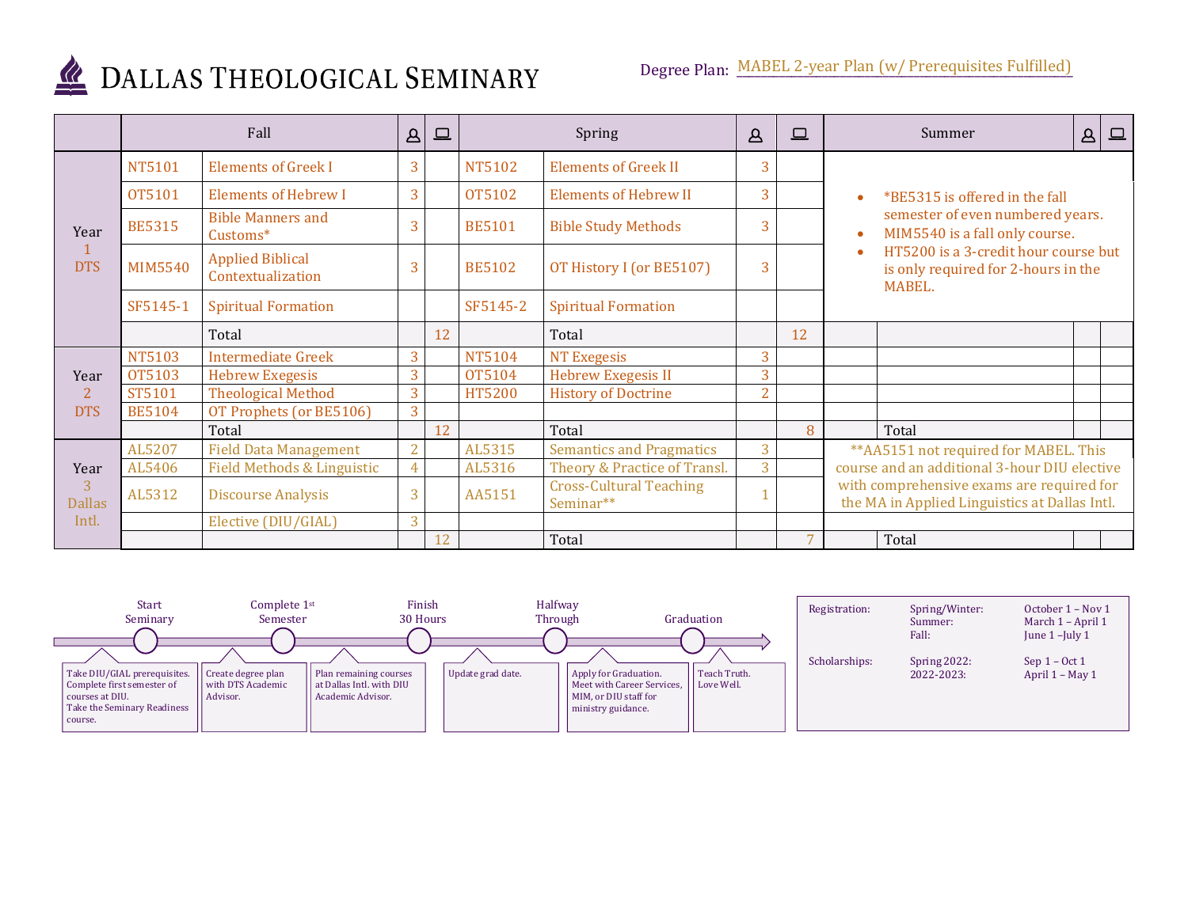# DALLAS THEOLOGICAL SEMINARY

Degree Plan: MABEL 2-year Plan (w/ Prerequisites Fulfilled)

| | Fall | | In-person | Online | Spring | | In-person | Online | Summer | | In-person | Online |
|---|---|---|---|---|---|---|---|---|---|---|---|---|
| Year 1 DTS | NT5101 | Elements of Greek I | 3 | | NT5102 | Elements of Greek II | 3 | | • *BE5315 is offered in the fall semester of even numbered years. • MIM5540 is a fall only course. • HT5200 is a 3-credit hour course but is only required for 2-hours in the MABEL. | | | |
| | OT5101 | Elements of Hebrew I | 3 | | OT5102 | Elements of Hebrew II | 3 | | | | | |
| | BE5315 | Bible Manners and Customs* | 3 | | BE5101 | Bible Study Methods | 3 | | | | | |
| | MIM5540 | Applied Biblical Contextualization | 3 | | BE5102 | OT History I (or BE5107) | 3 | | | | | |
| | SF5145-1 | Spiritual Formation | | | SF5145-2 | Spiritual Formation | | | | | | |
| | | Total | | 12 | | Total | | 12 | | | | |
| Year 2 DTS | NT5103 | Intermediate Greek | 3 | | NT5104 | NT Exegesis | 3 | | | | | |
| | OT5103 | Hebrew Exegesis | 3 | | OT5104 | Hebrew Exegesis II | 3 | | | | | |
| | ST5101 | Theological Method | 3 | | HT5200 | History of Doctrine | 2 | | | | | |
| | BE5104 | OT Prophets (or BE5106) | 3 | | | | | | | | | |
| | | Total | | 12 | | Total | | 8 | | Total | | |
| Year 3 Dallas Intl. | AL5207 | Field Data Management | 2 | | AL5315 | Semantics and Pragmatics | 3 | | **AA5151 not required for MABEL. This course and an additional 3-hour DIU elective with comprehensive exams are required for the MA in Applied Linguistics at Dallas Intl. | | | |
| | AL5406 | Field Methods & Linguistic | 4 | | AL5316 | Theory & Practice of Transl. | 3 | | | | | |
| | AL5312 | Discourse Analysis | 3 | | AA5151 | Cross-Cultural Teaching Seminar** | 1 | | | | | |
| | | Elective (DIU/GIAL) | 3 | | | | | | | | | |
| | | | | 12 | | Total | | 7 | | Total | | |

**Start Seminary** — Take DIU/GIAL prerequisites. Complete first semester of courses at DIU. Take the Seminary Readiness course.

**Complete 1st Semester** — Create degree plan with DTS Academic Advisor.

**Finish 30 Hours** — Plan remaining courses at Dallas Intl. with DIU Academic Advisor.

Update grad date.

**Halfway Through** — Apply for Graduation. Meet with Career Services, MIM, or DIU staff for ministry guidance.

**Graduation** — Teach Truth. Love Well.

| | | |
|---|---|---|
| Registration: | Spring/Winter: | October 1 – Nov 1 |
| | Summer: | March 1 – April 1 |
| | Fall: | June 1 –July 1 |
| Scholarships: | Spring 2022: | Sep 1 – Oct 1 |
| | 2022-2023: | April 1 – May 1 |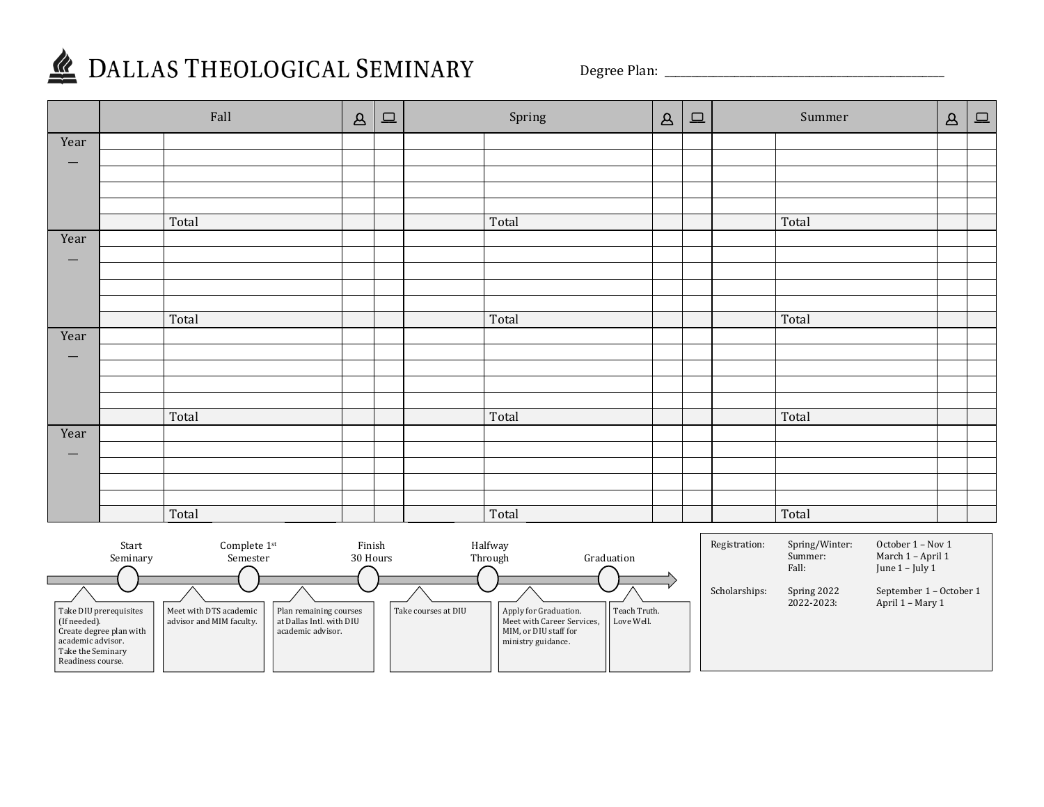# DALLAS THEOLOGICAL SEMINARY

Degree Plan: ______________________________

| | Fall | | 👤 | 💻 | Spring | | 👤 | 💻 | Summer | | 👤 | 💻 |
|---|---|---|---|---|---|---|---|---|---|---|---|---|
| Year __ | | | | | | | | | | | | |
| | | | | | | | | | | | | |
| | | | | | | | | | | | | |
| | | | | | | | | | | | | |
| | | | | | | | | | | | | |
| | | Total | | | | Total | | | | Total | | |
| Year __ | | | | | | | | | | | | |
| | | | | | | | | | | | | |
| | | | | | | | | | | | | |
| | | | | | | | | | | | | |
| | | | | | | | | | | | | |
| | | Total | | | | Total | | | | Total | | |
| Year __ | | | | | | | | | | | | |
| | | | | | | | | | | | | |
| | | | | | | | | | | | | |
| | | | | | | | | | | | | |
| | | | | | | | | | | | | |
| | | Total | | | | Total | | | | Total | | |
| Year __ | | | | | | | | | | | | |
| | | | | | | | | | | | | |
| | | | | | | | | | | | | |
| | | | | | | | | | | | | |
| | | | | | | | | | | | | |
| | | Total | | | | Total | | | | Total | | |

Start Seminary

Take DIU prerequisites (If needed).
Create degree plan with academic advisor.
Take the Seminary Readiness course.

Complete 1st Semester

Meet with DTS academic advisor and MIM faculty.

Finish 30 Hours

Plan remaining courses at Dallas Intl. with DIU academic advisor.

Halfway Through

Take courses at DIU

Graduation

Apply for Graduation. Meet with Career Services, MIM, or DIU staff for ministry guidance.

Teach Truth. Love Well.

| | | |
|---|---|---|
| Registration: | Spring/Winter: | October 1 – Nov 1 |
| | Summer: | March 1 – April 1 |
| | Fall: | June 1 – July 1 |
| Scholarships: | Spring 2022 | September 1 – October 1 |
| | 2022-2023: | April 1 – Mary 1 |